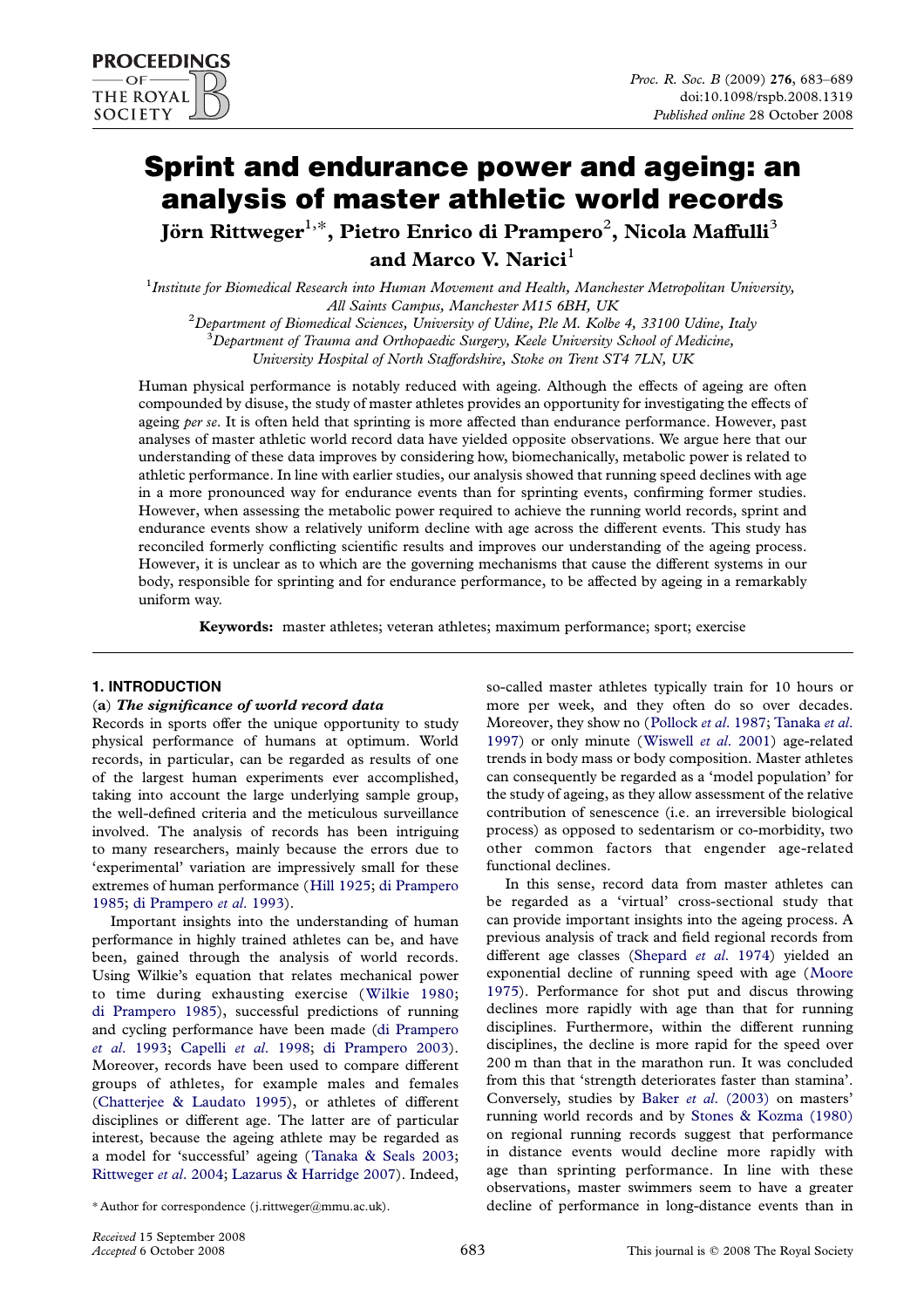# Sprint and endurance power and ageing: an analysis of master athletic world records

**Jörn Rittweger[1,*], Pietro Enrico di Prampero[2], Nicola Maffulli[3] and Marco V. Narici[1]**

[1]*Institute for Biomedical Research into Human Movement and Health, Manchester Metropolitan University, All Saints Campus, Manchester M15 6BH, UK*

[2]*Department of Biomedical Sciences, University of Udine, P.le M. Kolbe 4, 33100 Udine, Italy*

[3]*Department of Trauma and Orthopaedic Surgery, Keele University School of Medicine, University Hospital of North Staffordshire, Stoke on Trent ST4 7LN, UK*

Human physical performance is notably reduced with ageing. Although the effects of ageing are often compounded by disuse, the study of master athletes provides an opportunity for investigating the effects of ageing *per se*. It is often held that sprinting is more affected than endurance performance. However, past analyses of master athletic world record data have yielded opposite observations. We argue here that our understanding of these data improves by considering how, biomechanically, metabolic power is related to athletic performance. In line with earlier studies, our analysis showed that running speed declines with age in a more pronounced way for endurance events than for sprinting events, confirming former studies. However, when assessing the metabolic power required to achieve the running world records, sprint and endurance events show a relatively uniform decline with age across the different events. This study has reconciled formerly conflicting scientific results and improves our understanding of the ageing process. However, it is unclear as to which are the governing mechanisms that cause the different systems in our body, responsible for sprinting and for endurance performance, to be affected by ageing in a remarkably uniform way.

**Keywords:** master athletes; veteran athletes; maximum performance; sport; exercise

## 1. INTRODUCTION

### (a) *The significance of world record data*

Records in sports offer the unique opportunity to study physical performance of humans at optimum. World records, in particular, can be regarded as results of one of the largest human experiments ever accomplished, taking into account the large underlying sample group, the well-defined criteria and the meticulous surveillance involved. The analysis of records has been intriguing to many researchers, mainly because the errors due to 'experimental' variation are impressively small for these extremes of human performance (Hill 1925; di Prampero 1985; di Prampero *et al*. 1993).

Important insights into the understanding of human performance in highly trained athletes can be, and have been, gained through the analysis of world records. Using Wilkie's equation that relates mechanical power to time during exhausting exercise (Wilkie 1980; di Prampero 1985), successful predictions of running and cycling performance have been made (di Prampero *et al*. 1993; Capelli *et al*. 1998; di Prampero 2003). Moreover, records have been used to compare different groups of athletes, for example males and females (Chatterjee & Laudato 1995), or athletes of different disciplines or different age. The latter are of particular interest, because the ageing athlete may be regarded as a model for 'successful' ageing (Tanaka & Seals 2003; Rittweger *et al*. 2004; Lazarus & Harridge 2007). Indeed, so-called master athletes typically train for 10 hours or more per week, and they often do so over decades. Moreover, they show no (Pollock *et al*. 1987; Tanaka *et al*. 1997) or only minute (Wiswell *et al*. 2001) age-related trends in body mass or body composition. Master athletes can consequently be regarded as a 'model population' for the study of ageing, as they allow assessment of the relative contribution of senescence (i.e. an irreversible biological process) as opposed to sedentarism or co-morbidity, two other common factors that engender age-related functional declines.

In this sense, record data from master athletes can be regarded as a 'virtual' cross-sectional study that can provide important insights into the ageing process. A previous analysis of track and field regional records from different age classes (Shepard *et al*. 1974) yielded an exponential decline of running speed with age (Moore 1975). Performance for shot put and discus throwing declines more rapidly with age than that for running disciplines. Furthermore, within the different running disciplines, the decline is more rapid for the speed over 200 m than that in the marathon run. It was concluded from this that 'strength deteriorates faster than stamina'. Conversely, studies by Baker *et al*. (2003) on masters' running world records and by Stones & Kozma (1980) on regional running records suggest that performance in distance events would decline more rapidly with age than sprinting performance. In line with these observations, master swimmers seem to have a greater decline of performance in long-distance events than in

\* Author for correspondence (j.rittweger@mmu.ac.uk).

*Received* 15 September 2008
*Accepted* 6 October 2008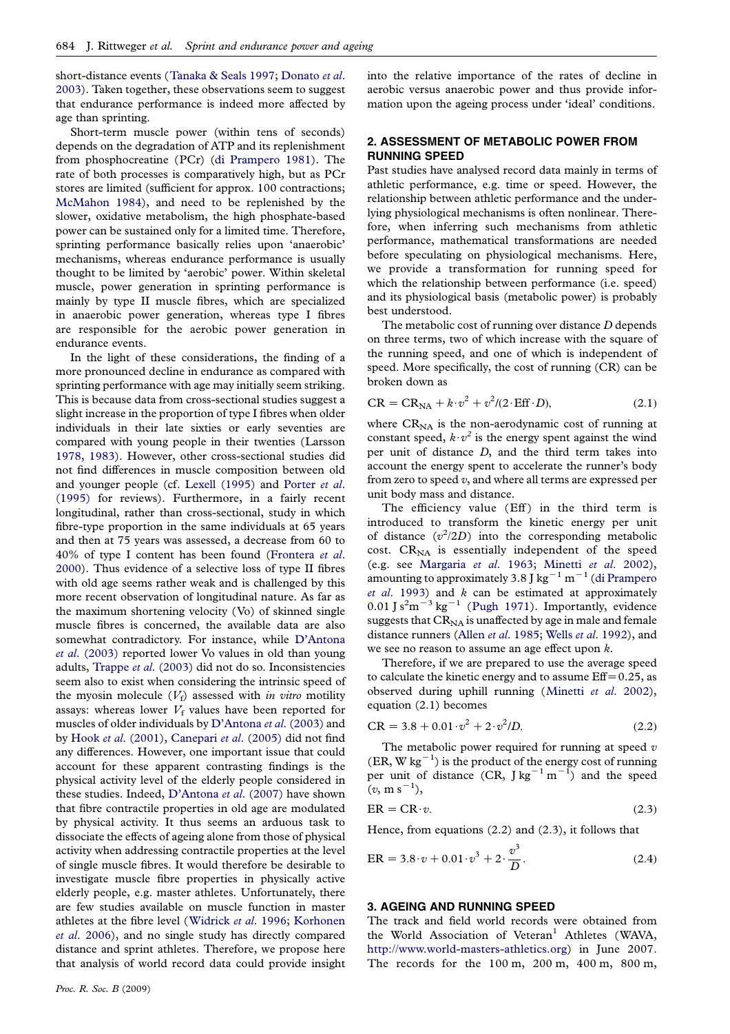short-distance events (Tanaka & Seals 1997; Donato *et al.* 2003). Taken together, these observations seem to suggest that endurance performance is indeed more affected by age than sprinting.

Short-term muscle power (within tens of seconds) depends on the degradation of ATP and its replenishment from phosphocreatine (PCr) (di Prampero 1981). The rate of both processes is comparatively high, but as PCr stores are limited (sufficient for approx. 100 contractions; McMahon 1984), and need to be replenished by the slower, oxidative metabolism, the high phosphate-based power can be sustained only for a limited time. Therefore, sprinting performance basically relies upon 'anaerobic' mechanisms, whereas endurance performance is usually thought to be limited by 'aerobic' power. Within skeletal muscle, power generation in sprinting performance is mainly by type II muscle fibres, which are specialized in anaerobic power generation, whereas type I fibres are responsible for the aerobic power generation in endurance events.

In the light of these considerations, the finding of a more pronounced decline in endurance as compared with sprinting performance with age may initially seem striking. This is because data from cross-sectional studies suggest a slight increase in the proportion of type I fibres when older individuals in their late sixties or early seventies are compared with young people in their twenties (Larsson 1978, 1983). However, other cross-sectional studies did not find differences in muscle composition between old and younger people (cf. Lexell (1995) and Porter *et al.* (1995) for reviews). Furthermore, in a fairly recent longitudinal, rather than cross-sectional, study in which fibre-type proportion in the same individuals at 65 years and then at 75 years was assessed, a decrease from 60 to 40% of type I content has been found (Frontera *et al.* 2000). Thus evidence of a selective loss of type II fibres with old age seems rather weak and is challenged by this more recent observation of longitudinal nature. As far as the maximum shortening velocity (Vo) of skinned single muscle fibres is concerned, the available data are also somewhat contradictory. For instance, while D'Antona *et al.* (2003) reported lower Vo values in old than young adults, Trappe *et al.* (2003) did not do so. Inconsistencies seem also to exist when considering the intrinsic speed of the myosin molecule ($V_f$) assessed with *in vitro* motility assays: whereas lower $V_f$ values have been reported for muscles of older individuals by D'Antona *et al.* (2003) and by Hook *et al.* (2001), Canepari *et al.* (2005) did not find any differences. However, one important issue that could account for these apparent contrasting findings is the physical activity level of the elderly people considered in these studies. Indeed, D'Antona *et al.* (2007) have shown that fibre contractile properties in old age are modulated by physical activity. It thus seems an arduous task to dissociate the effects of ageing alone from those of physical activity when addressing contractile properties at the level of single muscle fibres. It would therefore be desirable to investigate muscle fibre properties in physically active elderly people, e.g. master athletes. Unfortunately, there are few studies available on muscle function in master athletes at the fibre level (Widrick *et al.* 1996; Korhonen *et al.* 2006), and no single study has directly compared distance and sprint athletes. Therefore, we propose here that analysis of world record data could provide insight into the relative importance of the rates of decline in aerobic versus anaerobic power and thus provide information upon the ageing process under 'ideal' conditions.

## 2. ASSESSMENT OF METABOLIC POWER FROM RUNNING SPEED

Past studies have analysed record data mainly in terms of athletic performance, e.g. time or speed. However, the relationship between athletic performance and the underlying physiological mechanisms is often nonlinear. Therefore, when inferring such mechanisms from athletic performance, mathematical transformations are needed before speculating on physiological mechanisms. Here, we provide a transformation for running speed for which the relationship between performance (i.e. speed) and its physiological basis (metabolic power) is probably best understood.

The metabolic cost of running over distance $D$ depends on three terms, two of which increase with the square of the running speed, and one of which is independent of speed. More specifically, the cost of running (CR) can be broken down as

$$\mathrm{CR} = \mathrm{CR}_{\mathrm{NA}} + k \cdot v^2 + v^2/(2 \cdot \mathrm{Eff} \cdot D), \tag{2.1}$$

where $\mathrm{CR}_{\mathrm{NA}}$ is the non-aerodynamic cost of running at constant speed, $k \cdot v^2$ is the energy spent against the wind per unit of distance $D$, and the third term takes into account the energy spent to accelerate the runner's body from zero to speed $v$, and where all terms are expressed per unit body mass and distance.

The efficiency value (Eff) in the third term is introduced to transform the kinetic energy per unit of distance ($v^2/2D$) into the corresponding metabolic cost. $\mathrm{CR}_{\mathrm{NA}}$ is essentially independent of the speed (e.g. see Margaria *et al.* 1963; Minetti *et al.* 2002), amounting to approximately 3.8 $\mathrm{J\,kg^{-1}\,m^{-1}}$ (di Prampero *et al.* 1993) and $k$ can be estimated at approximately 0.01 $\mathrm{J\,s^2 m^{-3}\,kg^{-1}}$ (Pugh 1971). Importantly, evidence suggests that $\mathrm{CR}_{\mathrm{NA}}$ is unaffected by age in male and female distance runners (Allen *et al.* 1985; Wells *et al.* 1992), and we see no reason to assume an age effect upon $k$.

Therefore, if we are prepared to use the average speed to calculate the kinetic energy and to assume Eff = 0.25, as observed during uphill running (Minetti *et al.* 2002), equation (2.1) becomes

$$\mathrm{CR} = 3.8 + 0.01 \cdot v^2 + 2 \cdot v^2/D. \tag{2.2}$$

The metabolic power required for running at speed $v$ (ER, $\mathrm{W\,kg^{-1}}$) is the product of the energy cost of running per unit of distance (CR, $\mathrm{J\,kg^{-1}\,m^{-1}}$) and the speed ($v$, $\mathrm{m\,s^{-1}}$),

$$\mathrm{ER} = \mathrm{CR} \cdot v. \tag{2.3}$$

Hence, from equations (2.2) and (2.3), it follows that

$$\mathrm{ER} = 3.8 \cdot v + 0.01 \cdot v^3 + 2 \cdot \frac{v^3}{D}. \tag{2.4}$$

## 3. AGEING AND RUNNING SPEED

The track and field world records were obtained from the World Association of Veteran[1] Athletes (WAVA, http://www.world-masters-athletics.org) in June 2007. The records for the 100 m, 200 m, 400 m, 800 m,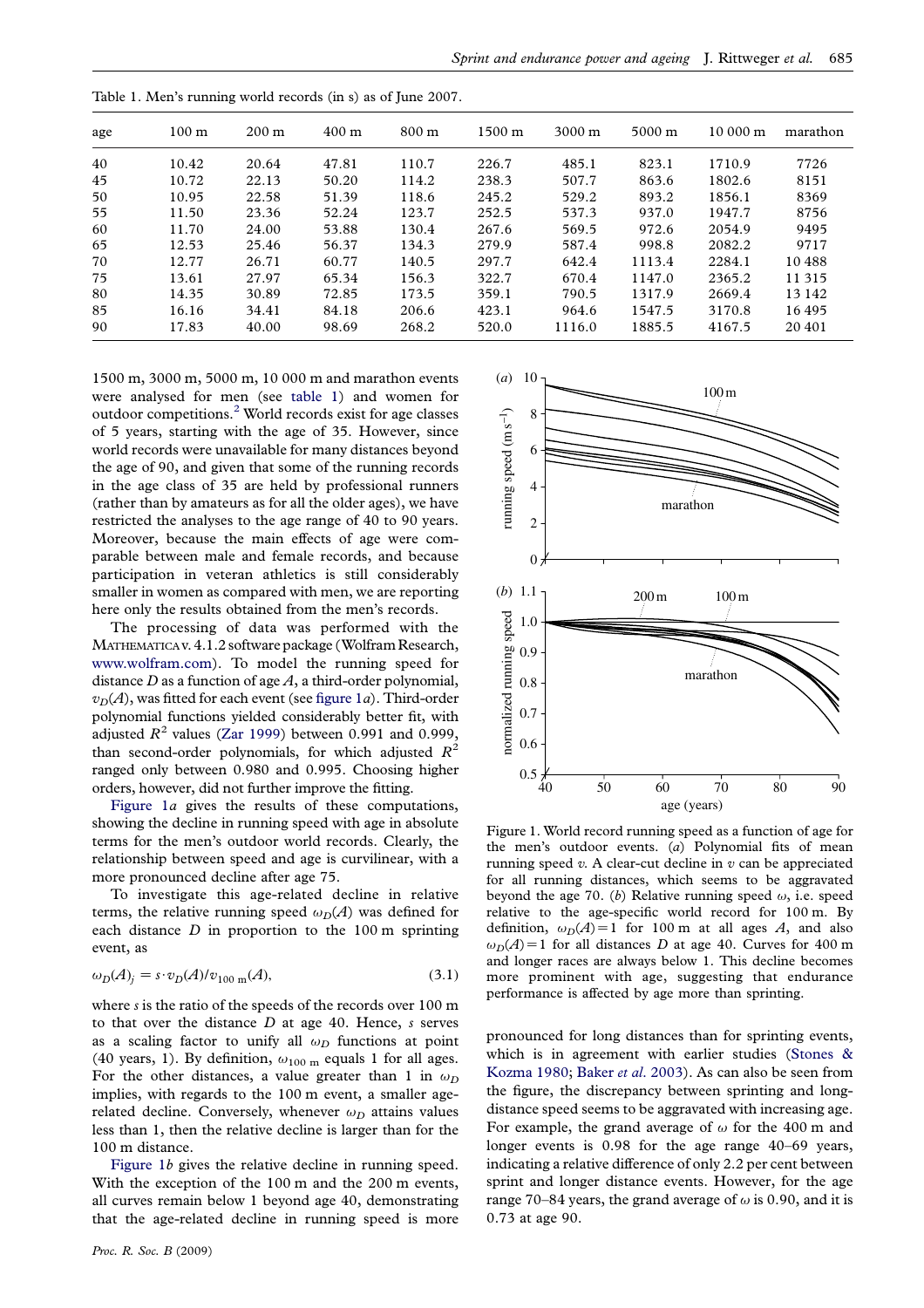Table 1. Men's running world records (in s) as of June 2007.

| age | 100 m | 200 m | 400 m | 800 m | 1500 m | 3000 m | 5000 m | 10 000 m | marathon |
|---|---|---|---|---|---|---|---|---|---|
| 40 | 10.42 | 20.64 | 47.81 | 110.7 | 226.7 | 485.1 | 823.1 | 1710.9 | 7726 |
| 45 | 10.72 | 22.13 | 50.20 | 114.2 | 238.3 | 507.7 | 863.6 | 1802.6 | 8151 |
| 50 | 10.95 | 22.58 | 51.39 | 118.6 | 245.2 | 529.2 | 893.2 | 1856.1 | 8369 |
| 55 | 11.50 | 23.36 | 52.24 | 123.7 | 252.5 | 537.3 | 937.0 | 1947.7 | 8756 |
| 60 | 11.70 | 24.00 | 53.88 | 130.4 | 267.6 | 569.5 | 972.6 | 2054.9 | 9495 |
| 65 | 12.53 | 25.46 | 56.37 | 134.3 | 279.9 | 587.4 | 998.8 | 2082.2 | 9717 |
| 70 | 12.77 | 26.71 | 60.77 | 140.5 | 297.7 | 642.4 | 1113.4 | 2284.1 | 10 488 |
| 75 | 13.61 | 27.97 | 65.34 | 156.3 | 322.7 | 670.4 | 1147.0 | 2365.2 | 11 315 |
| 80 | 14.35 | 30.89 | 72.85 | 173.5 | 359.1 | 790.5 | 1317.9 | 2669.4 | 13 142 |
| 85 | 16.16 | 34.41 | 84.18 | 206.6 | 423.1 | 964.6 | 1547.5 | 3170.8 | 16 495 |
| 90 | 17.83 | 40.00 | 98.69 | 268.2 | 520.0 | 1116.0 | 1885.5 | 4167.5 | 20 401 |

1500 m, 3000 m, 5000 m, 10 000 m and marathon events were analysed for men (see table 1) and women for outdoor competitions.[2] World records exist for age classes of 5 years, starting with the age of 35. However, since world records were unavailable for many distances beyond the age of 90, and given that some of the running records in the age class of 35 are held by professional runners (rather than by amateurs as for all the older ages), we have restricted the analyses to the age range of 40 to 90 years. Moreover, because the main effects of age were comparable between male and female records, and because participation in veteran athletics is still considerably smaller in women as compared with men, we are reporting here only the results obtained from the men's records.

The processing of data was performed with the MATHEMATICA v. 4.1.2 software package (Wolfram Research, www.wolfram.com). To model the running speed for distance $D$ as a function of age $A$, a third-order polynomial, $v_D(A)$, was fitted for each event (see figure 1*a*). Third-order polynomial functions yielded considerably better fit, with adjusted $R^2$ values (Zar 1999) between 0.991 and 0.999, than second-order polynomials, for which adjusted $R^2$ ranged only between 0.980 and 0.995. Choosing higher orders, however, did not further improve the fitting.

Figure 1*a* gives the results of these computations, showing the decline in running speed with age in absolute terms for the men's outdoor world records. Clearly, the relationship between speed and age is curvilinear, with a more pronounced decline after age 75.

To investigate this age-related decline in relative terms, the relative running speed $\omega_D(A)$ was defined for each distance $D$ in proportion to the 100 m sprinting event, as

$$\omega_D(A)_j = s \cdot v_D(A)/v_{100\ \mathrm{m}}(A), \tag{3.1}$$

where $s$ is the ratio of the speeds of the records over 100 m to that over the distance $D$ at age 40. Hence, $s$ serves as a scaling factor to unify all $\omega_D$ functions at point (40 years, 1). By definition, $\omega_{100\ \mathrm{m}}$ equals 1 for all ages. For the other distances, a value greater than 1 in $\omega_D$ implies, with regards to the 100 m event, a smaller age-related decline. Conversely, whenever $\omega_D$ attains values less than 1, then the relative decline is larger than for the 100 m distance.

Figure 1*b* gives the relative decline in running speed. With the exception of the 100 m and the 200 m events, all curves remain below 1 beyond age 40, demonstrating that the age-related decline in running speed is more pronounced for long distances than for sprinting events, which is in agreement with earlier studies (Stones & Kozma 1980; Baker *et al.* 2003). As can also be seen from the figure, the discrepancy between sprinting and long-distance speed seems to be aggravated with increasing age. For example, the grand average of $\omega$ for the 400 m and longer events is 0.98 for the age range 40–69 years, indicating a relative difference of only 2.2 per cent between sprint and longer distance events. However, for the age range 70–84 years, the grand average of $\omega$ is 0.90, and it is 0.73 at age 90.

Figure 1. World record running speed as a function of age for the men's outdoor events. (*a*) Polynomial fits of mean running speed $v$. A clear-cut decline in $v$ can be appreciated for all running distances, which seems to be aggravated beyond the age 70. (*b*) Relative running speed $\omega$, i.e. speed relative to the age-specific world record for 100 m. By definition, $\omega_D(A)=1$ for 100 m at all ages $A$, and also $\omega_D(A)=1$ for all distances $D$ at age 40. Curves for 400 m and longer races are always below 1. This decline becomes more prominent with age, suggesting that endurance performance is affected by age more than sprinting.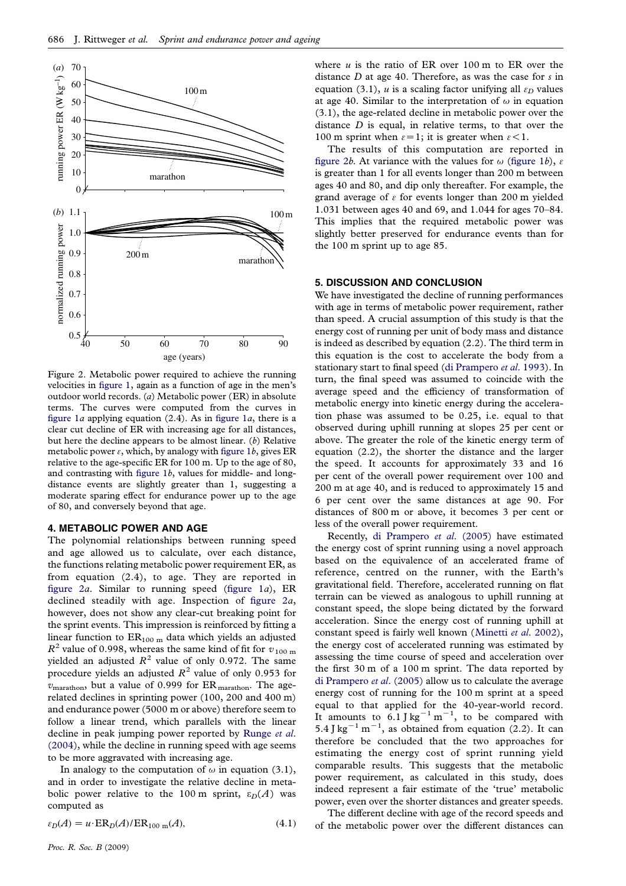Figure 2. Metabolic power required to achieve the running velocities in figure 1, again as a function of age in the men's outdoor world records. (*a*) Metabolic power (ER) in absolute terms. The curves were computed from the curves in figure 1*a* applying equation (2.4). As in figure 1*a*, there is a clear cut decline of ER with increasing age for all distances, but here the decline appears to be almost linear. (*b*) Relative metabolic power $\varepsilon$, which, by analogy with figure 1*b*, gives ER relative to the age-specific ER for 100 m. Up to the age of 80, and contrasting with figure 1*b*, values for middle- and long-distance events are slightly greater than 1, suggesting a moderate sparing effect for endurance power up to the age of 80, and conversely beyond that age.

## 4. METABOLIC POWER AND AGE

The polynomial relationships between running speed and age allowed us to calculate, over each distance, the functions relating metabolic power requirement ER, as from equation (2.4), to age. They are reported in figure 2*a*. Similar to running speed (figure 1*a*), ER declined steadily with age. Inspection of figure 2*a*, however, does not show any clear-cut breaking point for the sprint events. This impression is reinforced by fitting a linear function to $ER_{100\,m}$ data which yields an adjusted $R^2$ value of 0.998, whereas the same kind of fit for $v_{100\,m}$ yielded an adjusted $R^2$ value of only 0.972. The same procedure yields an adjusted $R^2$ value of only 0.953 for $v_{marathon}$, but a value of 0.999 for $ER_{marathon}$. The age-related declines in sprinting power (100, 200 and 400 m) and endurance power (5000 m or above) therefore seem to follow a linear trend, which parallels with the linear decline in peak jumping power reported by Runge *et al.* (2004), while the decline in running speed with age seems to be more aggravated with increasing age.

In analogy to the computation of $\omega$ in equation (3.1), and in order to investigate the relative decline in metabolic power relative to the 100 m sprint, $\varepsilon_D(A)$ was computed as

$$\varepsilon_D(A) = u \cdot ER_D(A)/ER_{100\,m}(A), \tag{4.1}$$

where $u$ is the ratio of ER over 100 m to ER over the distance $D$ at age 40. Therefore, as was the case for $s$ in equation (3.1), $u$ is a scaling factor unifying all $\varepsilon_D$ values at age 40. Similar to the interpretation of $\omega$ in equation (3.1), the age-related decline in metabolic power over the distance $D$ is equal, in relative terms, to that over the 100 m sprint when $\varepsilon = 1$; it is greater when $\varepsilon < 1$.

The results of this computation are reported in figure 2*b*. At variance with the values for $\omega$ (figure 1*b*), $\varepsilon$ is greater than 1 for all events longer than 200 m between ages 40 and 80, and dip only thereafter. For example, the grand average of $\varepsilon$ for events longer than 200 m yielded 1.031 between ages 40 and 69, and 1.044 for ages 70–84. This implies that the required metabolic power was slightly better preserved for endurance events than for the 100 m sprint up to age 85.

## 5. DISCUSSION AND CONCLUSION

We have investigated the decline of running performances with age in terms of metabolic power requirement, rather than speed. A crucial assumption of this study is that the energy cost of running per unit of body mass and distance is indeed as described by equation (2.2). The third term in this equation is the cost to accelerate the body from a stationary start to final speed (di Prampero *et al.* 1993). In turn, the final speed was assumed to coincide with the average speed and the efficiency of transformation of metabolic energy into kinetic energy during the acceleration phase was assumed to be 0.25, i.e. equal to that observed during uphill running at slopes 25 per cent or above. The greater the role of the kinetic energy term of equation (2.2), the shorter the distance and the larger the speed. It accounts for approximately 33 and 16 per cent of the overall power requirement over 100 and 200 m at age 40, and is reduced to approximately 15 and 6 per cent over the same distances at age 90. For distances of 800 m or above, it becomes 3 per cent or less of the overall power requirement.

Recently, di Prampero *et al.* (2005) have estimated the energy cost of sprint running using a novel approach based on the equivalence of an accelerated frame of reference, centred on the runner, with the Earth's gravitational field. Therefore, accelerated running on flat terrain can be viewed as analogous to uphill running at constant speed, the slope being dictated by the forward acceleration. Since the energy cost of running uphill at constant speed is fairly well known (Minetti *et al.* 2002), the energy cost of accelerated running was estimated by assessing the time course of speed and acceleration over the first 30 m of a 100 m sprint. The data reported by di Prampero *et al.* (2005) allow us to calculate the average energy cost of running for the 100 m sprint at a speed equal to that applied for the 40-year-world record. It amounts to $6.1\ \mathrm{J\,kg^{-1}\,m^{-1}}$, to be compared with $5.4\ \mathrm{J\,kg^{-1}\,m^{-1}}$, as obtained from equation (2.2). It can therefore be concluded that the two approaches for estimating the energy cost of sprint running yield comparable results. This suggests that the metabolic power requirement, as calculated in this study, does indeed represent a fair estimate of the 'true' metabolic power, even over the shorter distances and greater speeds.

The different decline with age of the record speeds and of the metabolic power over the different distances can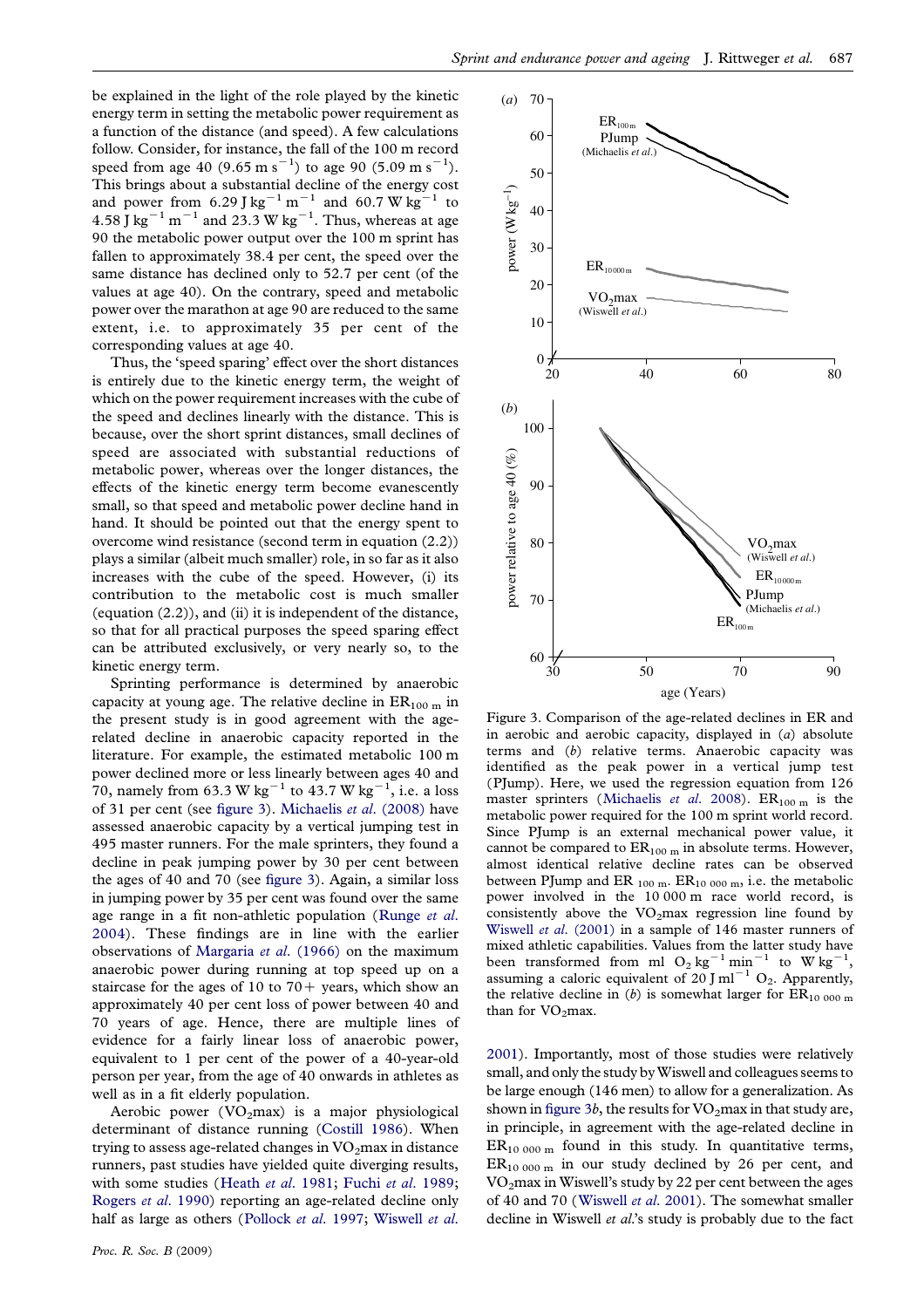be explained in the light of the role played by the kinetic energy term in setting the metabolic power requirement as a function of the distance (and speed). A few calculations follow. Consider, for instance, the fall of the 100 m record speed from age 40 ($9.65\ \mathrm{m\ s^{-1}}$) to age 90 ($5.09\ \mathrm{m\ s^{-1}}$). This brings about a substantial decline of the energy cost and power from $6.29\ \mathrm{J\ kg^{-1}\ m^{-1}}$ and $60.7\ \mathrm{W\ kg^{-1}}$ to $4.58\ \mathrm{J\ kg^{-1}\ m^{-1}}$ and $23.3\ \mathrm{W\ kg^{-1}}$. Thus, whereas at age 90 the metabolic power output over the 100 m sprint has fallen to approximately 38.4 per cent, the speed over the same distance has declined only to 52.7 per cent (of the values at age 40). On the contrary, speed and metabolic power over the marathon at age 90 are reduced to the same extent, i.e. to approximately 35 per cent of the corresponding values at age 40.

Thus, the 'speed sparing' effect over the short distances is entirely due to the kinetic energy term, the weight of which on the power requirement increases with the cube of the speed and declines linearly with the distance. This is because, over the short sprint distances, small declines of speed are associated with substantial reductions of metabolic power, whereas over the longer distances, the effects of the kinetic energy term become evanescently small, so that speed and metabolic power decline hand in hand. It should be pointed out that the energy spent to overcome wind resistance (second term in equation (2.2)) plays a similar (albeit much smaller) role, in so far as it also increases with the cube of the speed. However, (i) its contribution to the metabolic cost is much smaller (equation (2.2)), and (ii) it is independent of the distance, so that for all practical purposes the speed sparing effect can be attributed exclusively, or very nearly so, to the kinetic energy term.

Sprinting performance is determined by anaerobic capacity at young age. The relative decline in $\mathrm{ER_{100\ m}}$ in the present study is in good agreement with the age-related decline in anaerobic capacity reported in the literature. For example, the estimated metabolic 100 m power declined more or less linearly between ages 40 and 70, namely from $63.3\ \mathrm{W\ kg^{-1}}$ to $43.7\ \mathrm{W\ kg^{-1}}$, i.e. a loss of 31 per cent (see figure 3). Michaelis *et al.* (2008) have assessed anaerobic capacity by a vertical jumping test in 495 master runners. For the male sprinters, they found a decline in peak jumping power by 30 per cent between the ages of 40 and 70 (see figure 3). Again, a similar loss in jumping power by 35 per cent was found over the same age range in a fit non-athletic population (Runge *et al.* 2004). These findings are in line with the earlier observations of Margaria *et al.* (1966) on the maximum anaerobic power during running at top speed up on a staircase for the ages of 10 to 70+ years, which show an approximately 40 per cent loss of power between 40 and 70 years of age. Hence, there are multiple lines of evidence for a fairly linear loss of anaerobic power, equivalent to 1 per cent of the power of a 40-year-old person per year, from the age of 40 onwards in athletes as well as in a fit elderly population.

Aerobic power ($\mathrm{VO_2max}$) is a major physiological determinant of distance running (Costill 1986). When trying to assess age-related changes in $\mathrm{VO_2max}$ in distance runners, past studies have yielded quite diverging results, with some studies (Heath *et al.* 1981; Fuchi *et al.* 1989; Rogers *et al.* 1990) reporting an age-related decline only half as large as others (Pollock *et al.* 1997; Wiswell *et al.* 2001). Importantly, most of those studies were relatively small, and only the study by Wiswell and colleagues seems to be large enough (146 men) to allow for a generalization. As shown in figure 3*b*, the results for $\mathrm{VO_2max}$ in that study are, in principle, in agreement with the age-related decline in $\mathrm{ER_{10\ 000\ m}}$ found in this study. In quantitative terms, $\mathrm{ER_{10\ 000\ m}}$ in our study declined by 26 per cent, and $\mathrm{VO_2max}$ in Wiswell's study by 22 per cent between the ages of 40 and 70 (Wiswell *et al.* 2001). The somewhat smaller decline in Wiswell *et al.*'s study is probably due to the fact

Figure 3. Comparison of the age-related declines in ER and in aerobic and aerobic capacity, displayed in (*a*) absolute terms and (*b*) relative terms. Anaerobic capacity was identified as the peak power in a vertical jump test (PJump). Here, we used the regression equation from 126 master sprinters (Michaelis *et al.* 2008). $\mathrm{ER_{100\ m}}$ is the metabolic power required for the 100 m sprint world record. Since PJump is an external mechanical power value, it cannot be compared to $\mathrm{ER_{100\ m}}$ in absolute terms. However, almost identical relative decline rates can be observed between PJump and $\mathrm{ER_{100\ m}}$. $\mathrm{ER_{10\ 000\ m}}$, i.e. the metabolic power involved in the 10 000 m race world record, is consistently above the $\mathrm{VO_2max}$ regression line found by Wiswell *et al.* (2001) in a sample of 146 master runners of mixed athletic capabilities. Values from the latter study have been transformed from $\mathrm{ml\ O_2\ kg^{-1}\ min^{-1}}$ to $\mathrm{W\ kg^{-1}}$, assuming a caloric equivalent of $20\ \mathrm{J\ ml^{-1}\ O_2}$. Apparently, the relative decline in (*b*) is somewhat larger for $\mathrm{ER_{10\ 000\ m}}$ than for $\mathrm{VO_2max}$.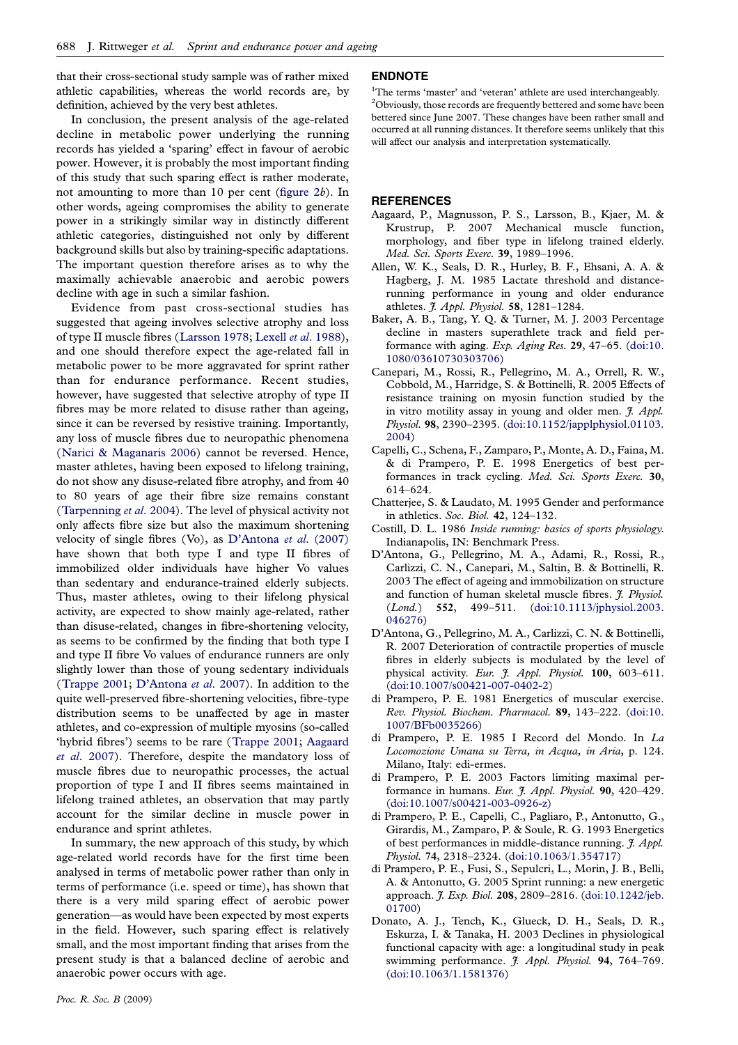that their cross-sectional study sample was of rather mixed athletic capabilities, whereas the world records are, by definition, achieved by the very best athletes.

In conclusion, the present analysis of the age-related decline in metabolic power underlying the running records has yielded a 'sparing' effect in favour of aerobic power. However, it is probably the most important finding of this study that such sparing effect is rather moderate, not amounting to more than 10 per cent (figure 2b). In other words, ageing compromises the ability to generate power in a strikingly similar way in distinctly different athletic categories, distinguished not only by different background skills but also by training-specific adaptations. The important question therefore arises as to why the maximally achievable anaerobic and aerobic powers decline with age in such a similar fashion.

Evidence from past cross-sectional studies has suggested that ageing involves selective atrophy and loss of type II muscle fibres (Larsson 1978; Lexell *et al*. 1988), and one should therefore expect the age-related fall in metabolic power to be more aggravated for sprint rather than for endurance performance. Recent studies, however, have suggested that selective atrophy of type II fibres may be more related to disuse rather than ageing, since it can be reversed by resistive training. Importantly, any loss of muscle fibres due to neuropathic phenomena (Narici & Maganaris 2006) cannot be reversed. Hence, master athletes, having been exposed to lifelong training, do not show any disuse-related fibre atrophy, and from 40 to 80 years of age their fibre size remains constant (Tarpenning *et al*. 2004). The level of physical activity not only affects fibre size but also the maximum shortening velocity of single fibres (Vo), as D'Antona *et al*. (2007) have shown that both type I and type II fibres of immobilized older individuals have higher Vo values than sedentary and endurance-trained elderly subjects. Thus, master athletes, owing to their lifelong physical activity, are expected to show mainly age-related, rather than disuse-related, changes in fibre-shortening velocity, as seems to be confirmed by the finding that both type I and type II fibre Vo values of endurance runners are only slightly lower than those of young sedentary individuals (Trappe 2001; D'Antona *et al*. 2007). In addition to the quite well-preserved fibre-shortening velocities, fibre-type distribution seems to be unaffected by age in master athletes, and co-expression of multiple myosins (so-called 'hybrid fibres') seems to be rare (Trappe 2001; Aagaard *et al*. 2007). Therefore, despite the mandatory loss of muscle fibres due to neuropathic processes, the actual proportion of type I and II fibres seems maintained in lifelong trained athletes, an observation that may partly account for the similar decline in muscle power in endurance and sprint athletes.

In summary, the new approach of this study, by which age-related world records have for the first time been analysed in terms of metabolic power rather than only in terms of performance (i.e. speed or time), has shown that there is a very mild sparing effect of aerobic power generation—as would have been expected by most experts in the field. However, such sparing effect is relatively small, and the most important finding that arises from the present study is that a balanced decline of aerobic and anaerobic power occurs with age.

## ENDNOTE

[1]The terms 'master' and 'veteran' athlete are used interchangeably.
[2]Obviously, those records are frequently bettered and some have been bettered since June 2007. These changes have been rather small and occurred at all running distances. It therefore seems unlikely that this will affect our analysis and interpretation systematically.

## REFERENCES

Aagaard, P., Magnusson, P. S., Larsson, B., Kjaer, M. & Krustrup, P. 2007 Mechanical muscle function, morphology, and fiber type in lifelong trained elderly. *Med. Sci. Sports Exerc.* **39**, 1989–1996.

Allen, W. K., Seals, D. R., Hurley, B. F., Ehsani, A. A. & Hagberg, J. M. 1985 Lactate threshold and distance-running performance in young and older endurance athletes. *J. Appl. Physiol.* **58**, 1281–1284.

Baker, A. B., Tang, Y. Q. & Turner, M. J. 2003 Percentage decline in masters superathlete track and field performance with aging. *Exp. Aging Res.* **29**, 47–65. (doi:10.1080/03610730303706)

Canepari, M., Rossi, R., Pellegrino, M. A., Orrell, R. W., Cobbold, M., Harridge, S. & Bottinelli, R. 2005 Effects of resistance training on myosin function studied by the in vitro motility assay in young and older men. *J. Appl. Physiol.* **98**, 2390–2395. (doi:10.1152/japplphysiol.01103.2004)

Capelli, C., Schena, F., Zamparo, P., Monte, A. D., Faina, M. & di Prampero, P. E. 1998 Energetics of best performances in track cycling. *Med. Sci. Sports Exerc.* **30**, 614–624.

Chatterjee, S. & Laudato, M. 1995 Gender and performance in athletics. *Soc. Biol.* **42**, 124–132.

Costill, D. L. 1986 *Inside running: basics of sports physiology*. Indianapolis, IN: Benchmark Press.

D'Antona, G., Pellegrino, M. A., Adami, R., Rossi, R., Carlizzi, C. N., Canepari, M., Saltin, B. & Bottinelli, R. 2003 The effect of ageing and immobilization on structure and function of human skeletal muscle fibres. *J. Physiol. (Lond.)* **552**, 499–511. (doi:10.1113/jphysiol.2003.046276)

D'Antona, G., Pellegrino, M. A., Carlizzi, C. N. & Bottinelli, R. 2007 Deterioration of contractile properties of muscle fibres in elderly subjects is modulated by the level of physical activity. *Eur. J. Appl. Physiol.* **100**, 603–611. (doi:10.1007/s00421-007-0402-2)

di Prampero, P. E. 1981 Energetics of muscular exercise. *Rev. Physiol. Biochem. Pharmacol.* **89**, 143–222. (doi:10.1007/BFb0035266)

di Prampero, P. E. 1985 I Record del Mondo. In *La Locomozione Umana su Terra, in Acqua, in Aria*, p. 124. Milano, Italy: edi-ermes.

di Prampero, P. E. 2003 Factors limiting maximal performance in humans. *Eur. J. Appl. Physiol.* **90**, 420–429. (doi:10.1007/s00421-003-0926-z)

di Prampero, P. E., Capelli, C., Pagliaro, P., Antonutto, G., Girardis, M., Zamparo, P. & Soule, R. G. 1993 Energetics of best performances in middle-distance running. *J. Appl. Physiol.* **74**, 2318–2324. (doi:10.1063/1.354717)

di Prampero, P. E., Fusi, S., Sepulcri, L., Morin, J. B., Belli, A. & Antonutto, G. 2005 Sprint running: a new energetic approach. *J. Exp. Biol.* **208**, 2809–2816. (doi:10.1242/jeb.01700)

Donato, A. J., Tench, K., Glueck, D. H., Seals, D. R., Eskurza, I. & Tanaka, H. 2003 Declines in physiological functional capacity with age: a longitudinal study in peak swimming performance. *J. Appl. Physiol.* **94**, 764–769. (doi:10.1063/1.1581376)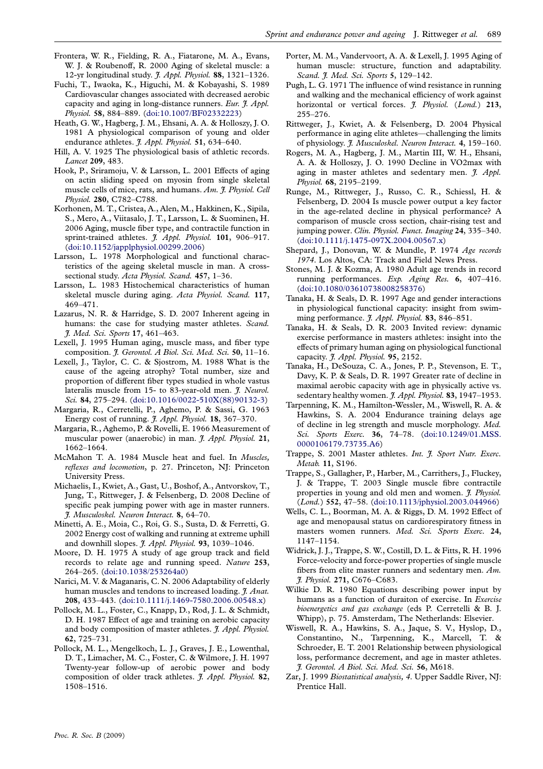Frontera, W. R., Fielding, R. A., Fiatarone, M. A., Evans, W. J. & Roubenoff, R. 2000 Aging of skeletal muscle: a 12-yr longitudinal study. *J. Appl. Physiol.* **88,** 1321–1326.

Fuchi, T., Iwaoka, K., Higuchi, M. & Kobayashi, S. 1989 Cardiovascular changes associated with decreased aerobic capacity and aging in long-distance runners. *Eur. J. Appl. Physiol.* **58**, 884–889. (doi:10.1007/BF02332223)

Heath, G. W., Hagberg, J. M., Ehsani, A. A. & Holloszy, J. O. 1981 A physiological comparison of young and older endurance athletes. *J. Appl. Physiol.* **51**, 634–640.

Hill, A. V. 1925 The physiological basis of athletic records. *Lancet* **209**, 483.

Hook, P., Sriramoju, V. & Larsson, L. 2001 Effects of aging on actin sliding speed on myosin from single skeletal muscle cells of mice, rats, and humans. *Am. J. Physiol. Cell Physiol.* **280**, C782–C788.

Korhonen, M. T., Cristea, A., Alen, M., Hakkinen, K., Sipila, S., Mero, A., Viitasalo, J. T., Larsson, L. & Suominen, H. 2006 Aging, muscle fiber type, and contractile function in sprint-trained athletes. *J. Appl. Physiol.* **101**, 906–917. (doi:10.1152/japplphysiol.00299.2006)

Larsson, L. 1978 Morphological and functional characteristics of the ageing skeletal muscle in man. A cross-sectional study. *Acta Physiol. Scand.* **457,** 1–36.

Larsson, L. 1983 Histochemical characteristics of human skeletal muscle during aging. *Acta Physiol. Scand.* **117**, 469–471.

Lazarus, N. R. & Harridge, S. D. 2007 Inherent ageing in humans: the case for studying master athletes. *Scand. J. Med. Sci. Sports* **17**, 461–463.

Lexell, J. 1995 Human aging, muscle mass, and fiber type composition. *J. Gerontol. A Biol. Sci. Med. Sci.* **50**, 11–16.

Lexell, J., Taylor, C. C. & Sjostrom, M. 1988 What is the cause of the ageing atrophy? Total number, size and proportion of different fiber types studied in whole vastus lateralis muscle from 15- to 83-year-old men. *J. Neurol. Sci.* **84**, 275–294. (doi:10.1016/0022-510X(88)90132-3)

Margaria, R., Cerretelli, P., Aghemo, P. & Sassi, G. 1963 Energy cost of running. *J. Appl. Physiol.* **18**, 367–370.

Margaria, R., Aghemo, P. & Rovelli, E. 1966 Measurement of muscular power (anaerobic) in man. *J. Appl. Physiol.* **21**, 1662–1664.

McMahon T. A. 1984 Muscle heat and fuel. In *Muscles, reflexes and locomotion*, p. 27. Princeton, NJ: Princeton University Press.

Michaelis, I., Kwiet, A., Gast, U., Boshof, A., Antvorskov, T., Jung, T., Rittweger, J. & Felsenberg, D. 2008 Decline of specific peak jumping power with age in master runners. *J. Musculoskel. Neuron Interact.* **8**, 64–70.

Minetti, A. E., Moia, C., Roi, G. S., Susta, D. & Ferretti, G. 2002 Energy cost of walking and running at extreme uphill and downhill slopes. *J. Appl. Physiol.* **93**, 1039–1046.

Moore, D. H. 1975 A study of age group track and field records to relate age and running speed. *Nature* **253**, 264–265. (doi:10.1038/253264a0)

Narici, M. V. & Maganaris, C. N. 2006 Adaptability of elderly human muscles and tendons to increased loading. *J. Anat.* **208**, 433–443. (doi:10.1111/j.1469-7580.2006.00548.x)

Pollock, M. L., Foster, C., Knapp, D., Rod, J. L. & Schmidt, D. H. 1987 Effect of age and training on aerobic capacity and body composition of master athletes. *J. Appl. Physiol.* **62**, 725–731.

Pollock, M. L., Mengelkoch, L. J., Graves, J. E., Lowenthal, D. T., Limacher, M. C., Foster, C. & Wilmore, J. H. 1997 Twenty-year follow-up of aerobic power and body composition of older track athletes. *J. Appl. Physiol.* **82**, 1508–1516.

Porter, M. M., Vandervoort, A. A. & Lexell, J. 1995 Aging of human muscle: structure, function and adaptability. *Scand. J. Med. Sci. Sports* **5**, 129–142.

Pugh, L. G. 1971 The influence of wind resistance in running and walking and the mechanical efficiency of work against horizontal or vertical forces. *J. Physiol.* (*Lond.*) **213**, 255–276.

Rittweger, J., Kwiet, A. & Felsenberg, D. 2004 Physical performance in aging elite athletes—challenging the limits of physiology. *J. Musculoskel. Neuron Interact.* **4**, 159–160.

Rogers, M. A., Hagberg, J. M., Martin III, W. H., Ehsani, A. A. & Holloszy, J. O. 1990 Decline in VO2max with aging in master athletes and sedentary men. *J. Appl. Physiol.* **68**, 2195–2199.

Runge, M., Rittweger, J., Russo, C. R., Schiessl, H. & Felsenberg, D. 2004 Is muscle power output a key factor in the age-related decline in physical performance? A comparison of muscle cross section, chair-rising test and jumping power. *Clin. Physiol. Funct. Imaging* **24**, 335–340. (doi:10.1111/j.1475-097X.2004.00567.x)

Shepard, J., Donovan, W. & Mundle, P. 1974 *Age records 1974*. Los Altos, CA: Track and Field News Press.

Stones, M. J. & Kozma, A. 1980 Adult age trends in record running performances. *Exp. Aging Res.* **6**, 407–416. (doi:10.1080/03610738008258376)

Tanaka, H. & Seals, D. R. 1997 Age and gender interactions in physiological functional capacity: insight from swimming performance. *J. Appl. Physiol.* **83**, 846–851.

Tanaka, H. & Seals, D. R. 2003 Invited review: dynamic exercise performance in masters athletes: insight into the effects of primary human aging on physiological functional capacity. *J. Appl. Physiol.* **95**, 2152.

Tanaka, H., DeSouza, C. A., Jones, P. P., Stevenson, E. T., Davy, K. P. & Seals, D. R. 1997 Greater rate of decline in maximal aerobic capacity with age in physically active vs. sedentary healthy women. *J. Appl. Physiol.* **83**, 1947–1953.

Tarpenning, K. M., Hamilton-Wessler, M., Wiswell, R. A. & Hawkins, S. A. 2004 Endurance training delays age of decline in leg strength and muscle morphology. *Med. Sci. Sports Exerc.* **36**, 74–78. (doi:10.1249/01.MSS.0000106179.73735.A6)

Trappe, S. 2001 Master athletes. *Int. J. Sport Nutr. Exerc. Metab.* **11**, S196.

Trappe, S., Gallagher, P., Harber, M., Carrithers, J., Fluckey, J. & Trappe, T. 2003 Single muscle fibre contractile properties in young and old men and women. *J. Physiol.* (*Lond.*) **552**, 47–58. (doi:10.1113/jphysiol.2003.044966)

Wells, C. L., Boorman, M. A. & Riggs, D. M. 1992 Effect of age and menopausal status on cardiorespiratory fitness in masters women runners. *Med. Sci. Sports Exerc.* **24**, 1147–1154.

Widrick, J. J., Trappe, S. W., Costill, D. L. & Fitts, R. H. 1996 Force-velocity and force-power properties of single muscle fibers from elite master runners and sedentary men. *Am. J. Physiol.* **271**, C676–C683.

Wilkie D. R. 1980 Equations describing power input by humans as a function of duraiton of exercise. In *Exercise bioenergetics and gas exchange* (eds P. Cerretelli & B. J. Whipp), p. 75. Amsterdam, The Netherlands: Elsevier.

Wiswell, R. A., Hawkins, S. A., Jaque, S. V., Hyslop, D., Constantino, N., Tarpenning, K., Marcell, T. & Schroeder, E. T. 2001 Relationship between physiological loss, performance decrement, and age in master athletes. *J. Gerontol. A Biol. Sci. Med. Sci.* **56**, M618.

Zar, J. 1999 *Biostatistical analysis, 4*. Upper Saddle River, NJ: Prentice Hall.